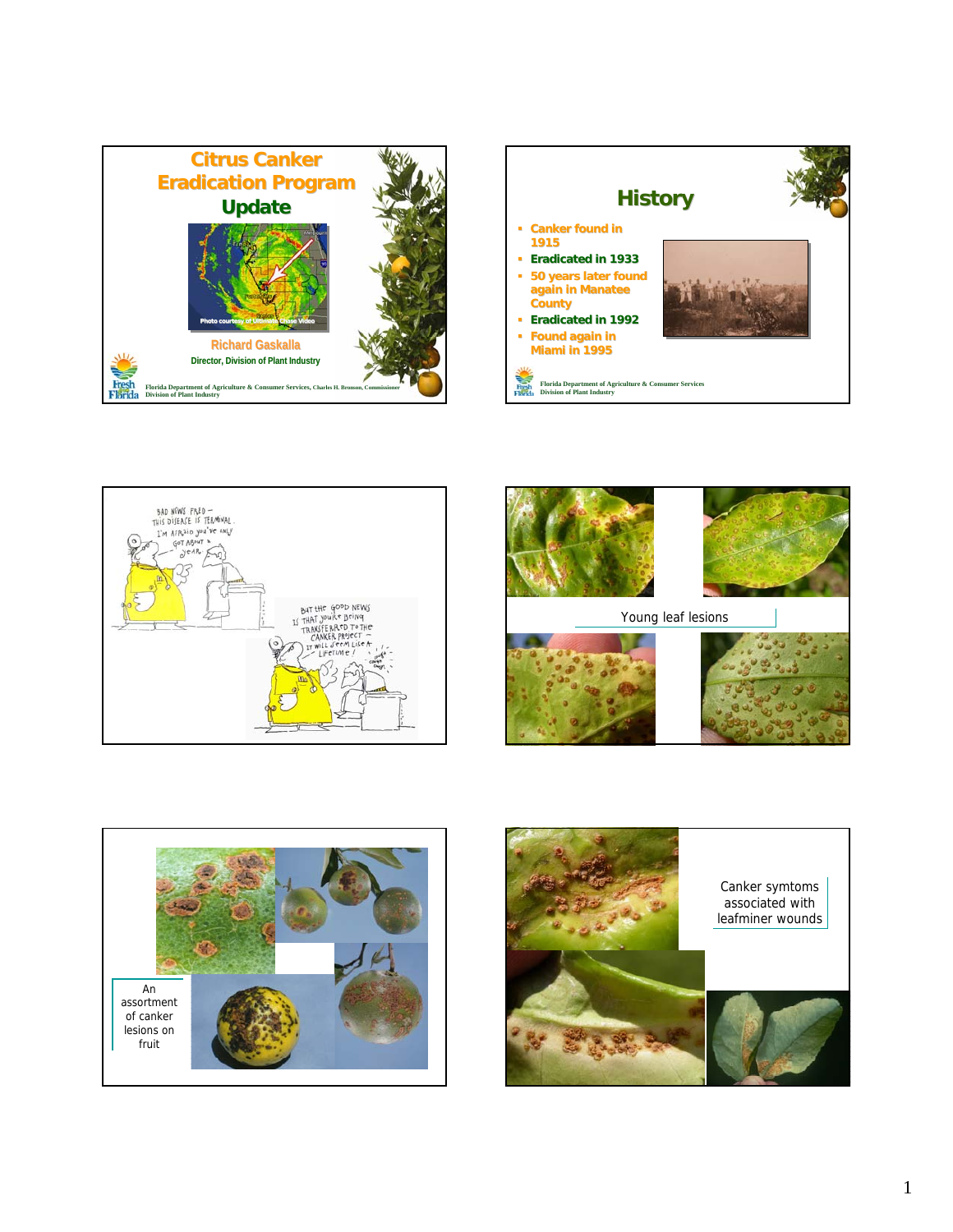# Citrus Canker Eradication Program Update

Photo courtesy of Ultimate Chase Video

Richard Gaskalla

Director, Division of Plant Industry

Florida Department of Agriculture & Consumer Services, Charles H. Bronson, Commissioner
Division of Plant Industry

## History

- Canker found in 1915
- Eradicated in 1933
- 50 years later found again in Manatee County
- Eradicated in 1992
- Found again in Miami in 1995

Florida Department of Agriculture & Consumer Services
Division of Plant Industry

BAD NEWS FRED – THIS DISEASE IS TERMINAL. I'M AFRAID YOU'VE ONLY GOT ABOUT A YEAR.

BUT THE GOOD NEWS IS THAT YOU'RE BEING TRANSFERRED TO THE CANKER PROJECT – IT WILL SEEM LIKE A LIFETIME!

Young leaf lesions

An assortment of canker lesions on fruit

Canker symtoms associated with leafminer wounds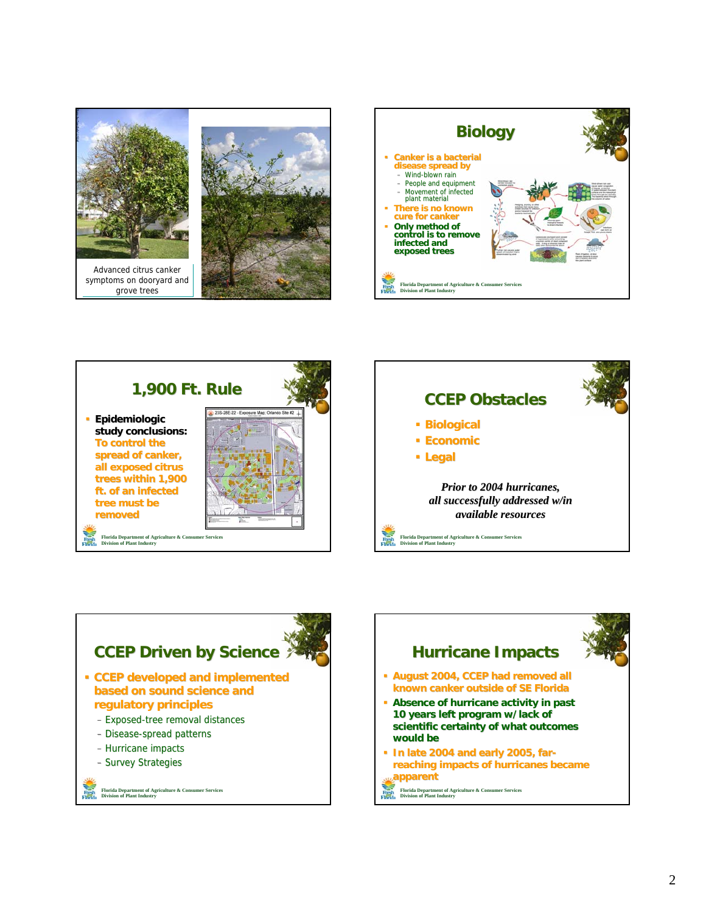Advanced citrus canker symptoms on dooryard and grove trees

## Biology

- Canker is a bacterial disease spread by
  - Wind-blown rain
  - People and equipment
  - Movement of infected plant material
- There is no known cure for canker
- Only method of control is to remove infected and exposed trees

Florida Department of Agriculture & Consumer Services
Division of Plant Industry

## 1,900 Ft. Rule

- **Epidemiologic study conclusions:** To control the spread of canker, all exposed citrus trees within 1,900 ft. of an infected tree must be removed

23S-28E-22 - Exposure Map: Orlando Site #2

Florida Department of Agriculture & Consumer Services
Division of Plant Industry

## CCEP Obstacles

- Biological
- Economic
- Legal

*Prior to 2004 hurricanes, all successfully addressed w/in available resources*

Florida Department of Agriculture & Consumer Services
Division of Plant Industry

## CCEP Driven by Science

- CCEP developed and implemented based on sound science and regulatory principles
  - Exposed-tree removal distances
  - Disease-spread patterns
  - Hurricane impacts
  - Survey Strategies

Florida Department of Agriculture & Consumer Services
Division of Plant Industry

## Hurricane Impacts

- August 2004, CCEP had removed all known canker outside of SE Florida
- Absence of hurricane activity in past 10 years left program w/ lack of scientific certainty of what outcomes would be
- In late 2004 and early 2005, far-reaching impacts of hurricanes became apparent

Florida Department of Agriculture & Consumer Services
Division of Plant Industry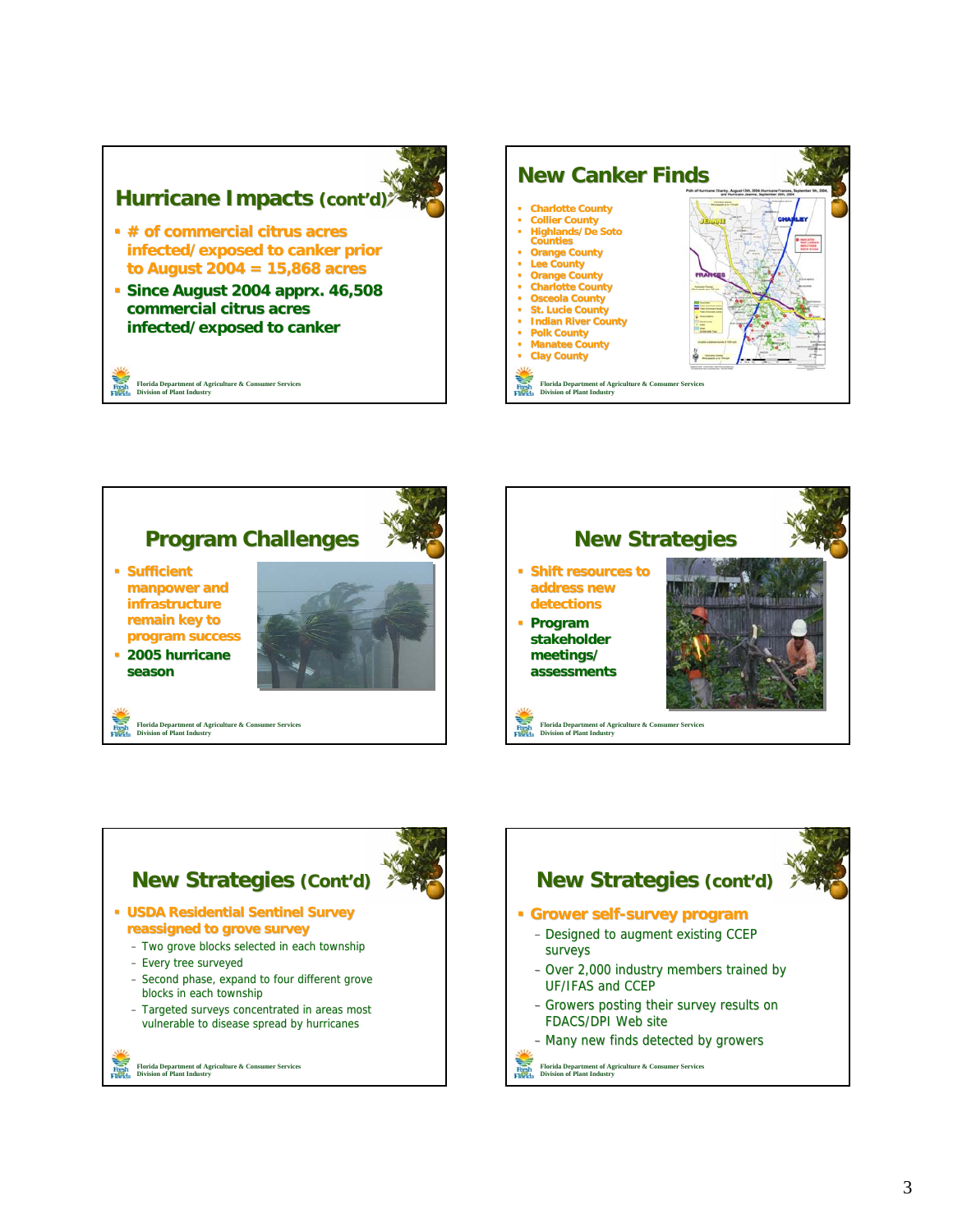## Hurricane Impacts (cont'd)

- # of commercial citrus acres infected/exposed to canker prior to August 2004 = 15,868 acres
- Since August 2004 apprx. 46,508 commercial citrus acres infected/exposed to canker

Florida Department of Agriculture & Consumer Services
Division of Plant Industry

## New Canker Finds

- Charlotte County
- Collier County
- Highlands/De Soto Counties
- Orange County
- Lee County
- Orange County
- Charlotte County
- Osceola County
- St. Lucie County
- Indian River County
- Polk County
- Manatee County
- Clay County

Florida Department of Agriculture & Consumer Services
Division of Plant Industry

## Program Challenges

- Sufficient manpower and infrastructure remain key to program success
- 2005 hurricane season

Florida Department of Agriculture & Consumer Services
Division of Plant Industry

## New Strategies

- Shift resources to address new detections
- Program stakeholder meetings/ assessments

Florida Department of Agriculture & Consumer Services
Division of Plant Industry

## New Strategies (Cont'd)

- USDA Residential Sentinel Survey reassigned to grove survey
  - Two grove blocks selected in each township
  - Every tree surveyed
  - Second phase, expand to four different grove blocks in each township
  - Targeted surveys concentrated in areas most vulnerable to disease spread by hurricanes

Florida Department of Agriculture & Consumer Services
Division of Plant Industry

## New Strategies (cont'd)

- Grower self-survey program
  - Designed to augment existing CCEP surveys
  - Over 2,000 industry members trained by UF/IFAS and CCEP
  - Growers posting their survey results on FDACS/DPI Web site
  - Many new finds detected by growers

Florida Department of Agriculture & Consumer Services
Division of Plant Industry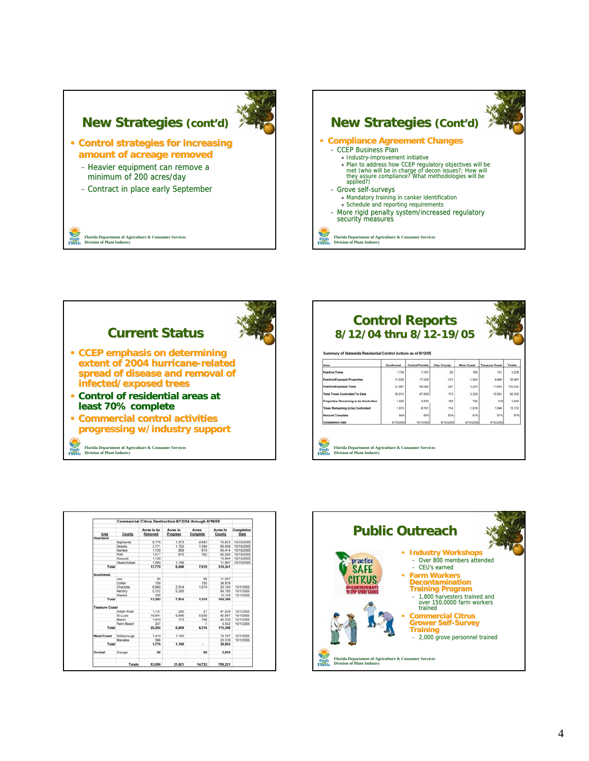## New Strategies (cont'd)

- Control strategies for increasing amount of acreage removed
  - Heavier equipment can remove a minimum of 200 acres/day
  - Contract in place early September

Florida Department of Agriculture & Consumer Services
Division of Plant Industry

## New Strategies (Cont'd)

- Compliance Agreement Changes
  - CCEP Business Plan
    - Industry-improvement initiative
    - Plan to address how CCEP regulatory objectives will be met (who will be in charge of decon issues?; How will they assure compliance? What methodologies will be applied?)
  - Grove self-surveys
    - Mandatory training in canker identification
    - Schedule and reporting requirements
  - More rigid penalty system/increased regulatory security measures

Florida Department of Agriculture & Consumer Services
Division of Plant Industry

## Current Status

- CCEP emphasis on determining extent of 2004 hurricane-related spread of disease and removal of infected/exposed trees
- Control of residential areas at least 70% complete
- Commercial control activities progressing w/ industry support

Florida Department of Agriculture & Consumer Services
Division of Plant Industry

## Control Reports 8/12/04 thru 8/12-19/05

Summary of Statewide Residential Control Actions as of 8/12/05

| Area | Southwest | Central Florida | Clay County | West Coast | Treasure Coast | Totals |
|---|---|---|---|---|---|---|
| Positive Trees | 1,736 | 1,191 | 20 | 160 | 131 | 3,238 |
| Positive/Exposed Properties | 12,839 | 17,526 | 213 | 1,943 | 4,460 | 36,981 |
| Positive/Exposed Trees | 31,987 | 56,080 | 287 | 5,243 | 11,605 | 105,202 |
| Total Trees Controlled To Date | 30,013 | 47,929 | 173 | 3,324 | 10,591 | 92,030 |
| Properties Remaining to be Controlled | 1,023 | 3,393 | 100 | 705 | 419 | 5,640 |
| Trees Remaining to be Controlled | 1,974 | 8,151 | 114 | 1,919 | 1,046 | 13,172 |
| Percent Complete | 94% | 85% | 60% | 63% | 91% | 87% |
| Completion Date | 9/15/2005 | 10/1/2005 | 9/15/2005 | 9/15/2005 | 9/15/2005 | |

Florida Department of Agriculture & Consumer Services
Division of Plant Industry

Commercial Citrus Destruction 8/12/04 through 8/19/05

| Area | County | Acres to be Removed | Acres in Progress | Acres Complete | Acres In County | Completion Date |
|---|---|---|---|---|---|---|
| Heartland | | | | | | |
| | Highlands | 8,778 | 1,573 | 4,583 | 74,623 | 10/15/2005 |
| | Desoto | 3,771 | 1,793 | 1,354 | 68,559 | 10/15/2005 |
| | Hardee | 1,728 | 809 | 919 | 54,414 | 10/15/2005 |
| | Polk | 1,077 | 675 | 162 | 95,050 | 10/15/2005 |
| | Osceola | 1,150 | | | 13,604 | 10/15/2005 |
| | Okeechobee | 1,265 | 1,199 | | 11,891 | 10/15/2005 |
| Total | | 17,779 | 6,048 | 7,019 | 318,341 | |
| Southwest | | | | | | |
| | Lee | 95 | | 95 | 11,067 | |
| | Collier | 150 | | 150 | 34,818 | |
| | Charlotte | 6,965 | 2,514 | 1,074 | 29,163 | 10/1/2005 |
| | Hendry | 5,722 | 5,300 | | 93,155 | 10/1/2005 |
| | Glades | 350 | | | 10,163 | 10/1/2005 |
| Total | | 13,282 | 7,814 | 1,319 | 169,386 | |
| Treasure Coast | | | | | | |
| | Indian River | 1,137 | 250 | 27 | 47,539 | 10/1/2005 |
| | St Lucie | 16,941 | 5,646 | 5,526 | 82,987 | 10/1/2005 |
| | Martin | 1,919 | 713 | 756 | 40,330 | 10/1/2005 |
| | Palm Beach | 207 | | 7 | 4,542 | 10/1/2005 |
| Total | | 20,204 | 6,609 | 6,316 | 175,398 | |
| West Coast | Hillsborough | 1,410 | 1,150 | | 19,187 | 10/1/2005 |
| | Manatee | 366 | | | 20,316 | 10/1/2005 |
| Total | | 1,776 | 1,150 | - | 39,503 | |
| Central | Orange | 68 | | 68 | 5,593 | |
| | Totals | 53,099 | 21,621 | 14,722 | 708,221 | |

## Public Outreach

- Industry Workshops
  - Over 800 members attended
  - CEU's earned
- Farm Workers Decontamination Training Program
  - 1,800 harvesters trained and over 150,0000 farm workers trained
- Commercial Citrus Grower Self-Survey Training
  - 2,000 grove personnel trained

Florida Department of Agriculture & Consumer Services
Division of Plant Industry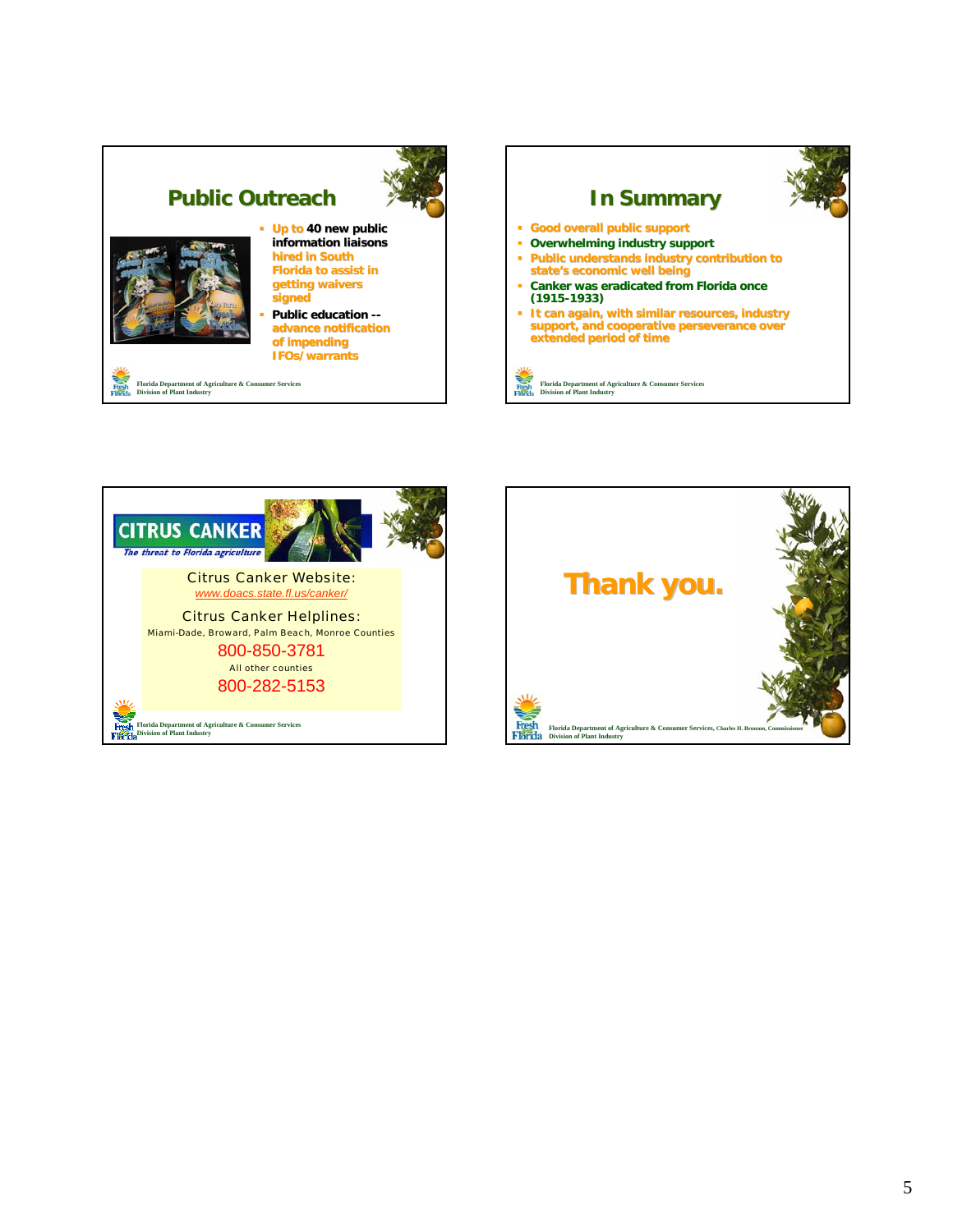## Public Outreach

- Up to 40 new public information liaisons hired in South Florida to assist in getting waivers signed
- Public education -- advance notification of impending IFOs/warrants

Florida Department of Agriculture & Consumer Services
Division of Plant Industry

## In Summary

- Good overall public support
- Overwhelming industry support
- Public understands industry contribution to state's economic well being
- Canker was eradicated from Florida once (1915-1933)
- It can again, with similar resources, industry support, and cooperative perseverance over extended period of time

Florida Department of Agriculture & Consumer Services
Division of Plant Industry

## CITRUS CANKER

*The threat to Florida agriculture*

Citrus Canker Website:
*www.doacs.state.fl.us/canker/*

Citrus Canker Helplines:
Miami-Dade, Broward, Palm Beach, Monroe Counties
800-850-3781
All other counties
800-282-5153

Florida Department of Agriculture & Consumer Services
Division of Plant Industry

## Thank you.

Florida Department of Agriculture & Consumer Services, Charles H. Bronson, Commissioner
Division of Plant Industry